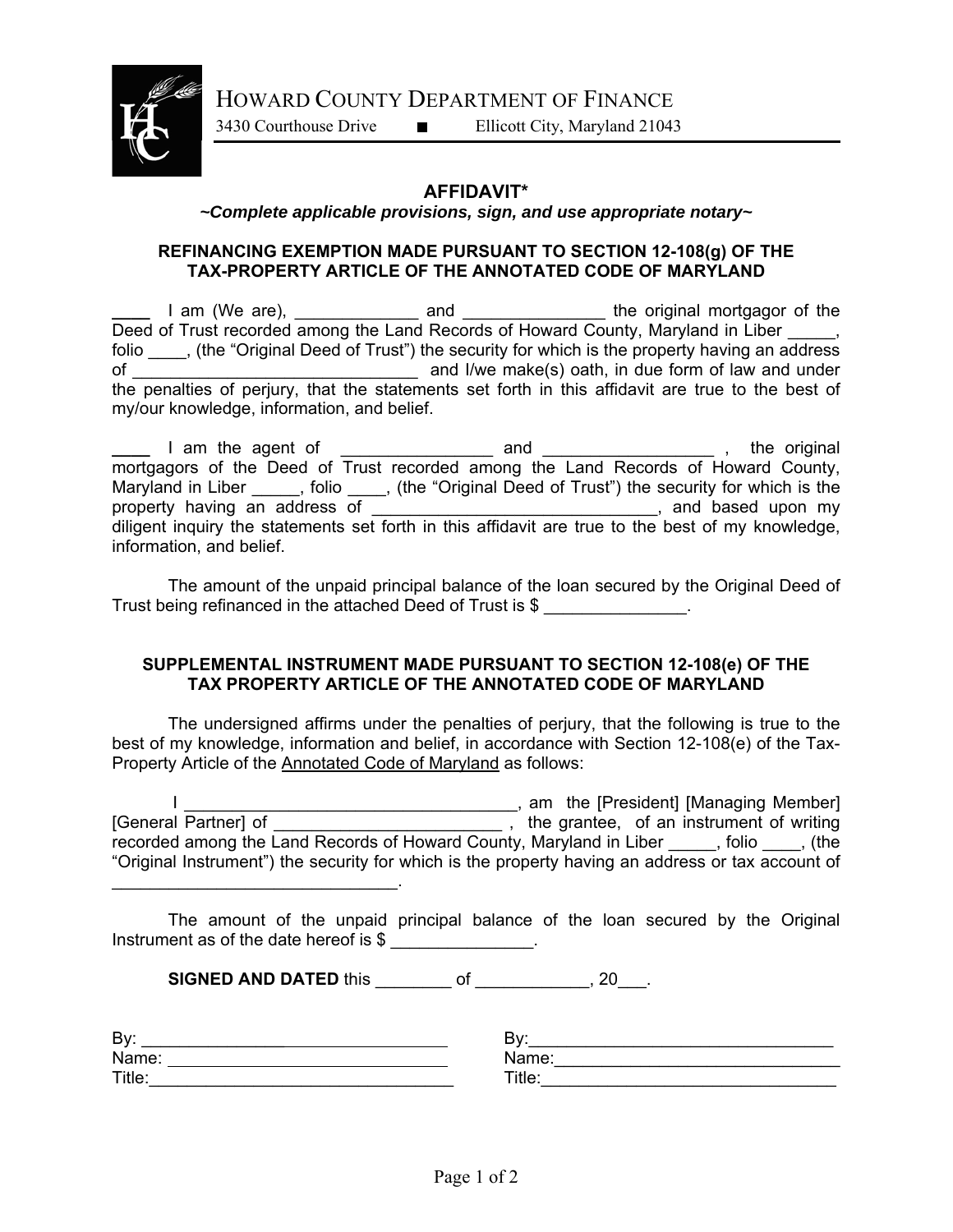HOWARD COUNTY DEPARTMENT OF FINANCE

3430 Courthouse Drive ■ Ellicott City, Maryland 21043

## AFFIDAVIT*

***~Complete applicable provisions, sign, and use appropriate notary~***

### REFINANCING EXEMPTION MADE PURSUANT TO SECTION 12-108(g) OF THE TAX-PROPERTY ARTICLE OF THE ANNOTATED CODE OF MARYLAND

____ I am (We are), _____________ and _______________ the original mortgagor of the Deed of Trust recorded among the Land Records of Howard County, Maryland in Liber _____, folio ____, (the "Original Deed of Trust") the security for which is the property having an address of _______________________________ and I/we make(s) oath, in due form of law and under the penalties of perjury, that the statements set forth in this affidavit are true to the best of my/our knowledge, information, and belief.

____ I am the agent of ________________ and __________________ , the original mortgagors of the Deed of Trust recorded among the Land Records of Howard County, Maryland in Liber _____, folio ____, (the "Original Deed of Trust") the security for which is the property having an address of ______________________________, and based upon my diligent inquiry the statements set forth in this affidavit are true to the best of my knowledge, information, and belief.

The amount of the unpaid principal balance of the loan secured by the Original Deed of Trust being refinanced in the attached Deed of Trust is $ _______________.

### SUPPLEMENTAL INSTRUMENT MADE PURSUANT TO SECTION 12-108(e) OF THE TAX PROPERTY ARTICLE OF THE ANNOTATED CODE OF MARYLAND

The undersigned affirms under the penalties of perjury, that the following is true to the best of my knowledge, information and belief, in accordance with Section 12-108(e) of the Tax-Property Article of the Annotated Code of Maryland as follows:

I ___________________________________, am the [President] [Managing Member] [General Partner] of ________________________ , the grantee, of an instrument of writing recorded among the Land Records of Howard County, Maryland in Liber _____, folio ____, (the "Original Instrument") the security for which is the property having an address or tax account of ______________________________.

The amount of the unpaid principal balance of the loan secured by the Original Instrument as of the date hereof is $ _______________.

**SIGNED AND DATED** this ________ of ____________, 20___.

By: ________________________________
Name: ______________________________
Title: _______________________________

By: ________________________________
Name: ______________________________
Title: _______________________________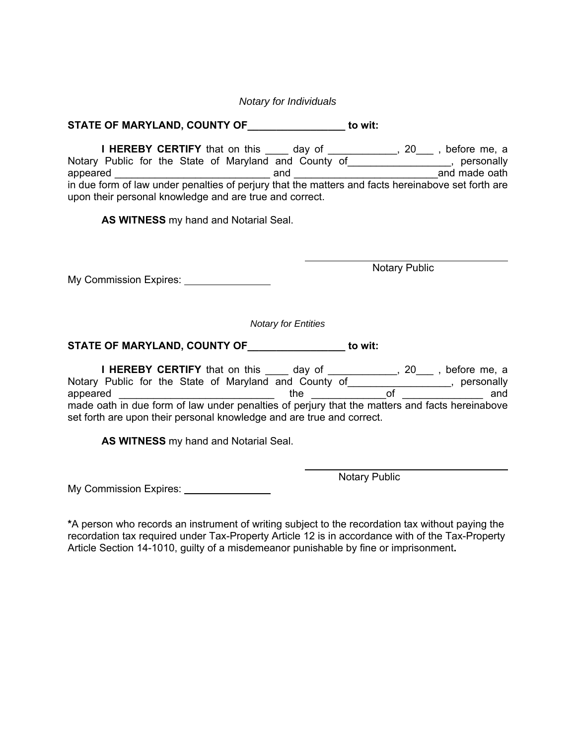*Notary for Individuals*

**STATE OF MARYLAND, COUNTY OF_________________ to wit:**

**I HEREBY CERTIFY** that on this ____ day of ____________, 20___ , before me, a Notary Public for the State of Maryland and County of__________________, personally appeared ___________________________ and _________________________and made oath in due form of law under penalties of perjury that the matters and facts hereinabove set forth are upon their personal knowledge and are true and correct.

**AS WITNESS** my hand and Notarial Seal.

______________________________
Notary Public

My Commission Expires: _______________

*Notary for Entities*

**STATE OF MARYLAND, COUNTY OF_________________ to wit:**

**I HEREBY CERTIFY** that on this ____ day of ____________, 20___ , before me, a Notary Public for the State of Maryland and County of__________________, personally appeared ___________________________ the _____________of ______________ and made oath in due form of law under penalties of perjury that the matters and facts hereinabove set forth are upon their personal knowledge and are true and correct.

**AS WITNESS** my hand and Notarial Seal.

______________________________
Notary Public

My Commission Expires: _______________

**\***A person who records an instrument of writing subject to the recordation tax without paying the recordation tax required under Tax-Property Article 12 is in accordance with of the Tax-Property Article Section 14-1010, guilty of a misdemeanor punishable by fine or imprisonment**.**